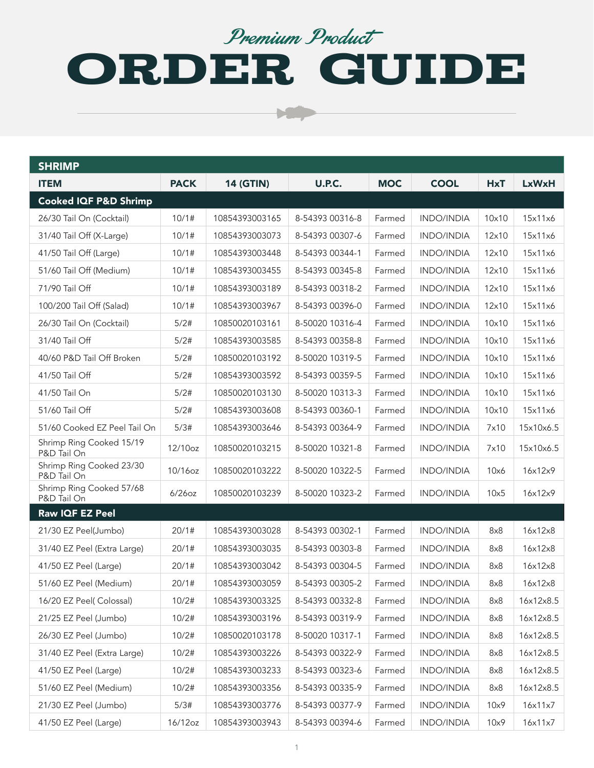*Premium Product*

# ORDER GUIDE

| SHRIMP | | | | | | | |
|---|---|---|---|---|---|---|---|
| **ITEM** | **PACK** | **14 (GTIN)** | **U.P.C.** | **MOC** | **COOL** | **HxT** | **LxWxH** |
| **Cooked IQF P&D Shrimp** | | | | | | | |
| 26/30 Tail On (Cocktail) | 10/1# | 10854393003165 | 8-54393 00316-8 | Farmed | INDO/INDIA | 10x10 | 15x11x6 |
| 31/40 Tail Off (X-Large) | 10/1# | 10854393003073 | 8-54393 00307-6 | Farmed | INDO/INDIA | 12x10 | 15x11x6 |
| 41/50 Tail Off (Large) | 10/1# | 10854393003448 | 8-54393 00344-1 | Farmed | INDO/INDIA | 12x10 | 15x11x6 |
| 51/60 Tail Off (Medium) | 10/1# | 10854393003455 | 8-54393 00345-8 | Farmed | INDO/INDIA | 12x10 | 15x11x6 |
| 71/90 Tail Off | 10/1# | 10854393003189 | 8-54393 00318-2 | Farmed | INDO/INDIA | 12x10 | 15x11x6 |
| 100/200 Tail Off (Salad) | 10/1# | 10854393003967 | 8-54393 00396-0 | Farmed | INDO/INDIA | 12x10 | 15x11x6 |
| 26/30 Tail On (Cocktail) | 5/2# | 10850020103161 | 8-50020 10316-4 | Farmed | INDO/INDIA | 10x10 | 15x11x6 |
| 31/40 Tail Off | 5/2# | 10854393003585 | 8-54393 00358-8 | Farmed | INDO/INDIA | 10x10 | 15x11x6 |
| 40/60 P&D Tail Off Broken | 5/2# | 10850020103192 | 8-50020 10319-5 | Farmed | INDO/INDIA | 10x10 | 15x11x6 |
| 41/50 Tail Off | 5/2# | 10854393003592 | 8-54393 00359-5 | Farmed | INDO/INDIA | 10x10 | 15x11x6 |
| 41/50 Tail On | 5/2# | 10850020103130 | 8-50020 10313-3 | Farmed | INDO/INDIA | 10x10 | 15x11x6 |
| 51/60 Tail Off | 5/2# | 10854393003608 | 8-54393 00360-1 | Farmed | INDO/INDIA | 10x10 | 15x11x6 |
| 51/60 Cooked EZ Peel Tail On | 5/3# | 10854393003646 | 8-54393 00364-9 | Farmed | INDO/INDIA | 7x10 | 15x10x6.5 |
| Shrimp Ring Cooked 15/19 P&D Tail On | 12/10oz | 10850020103215 | 8-50020 10321-8 | Farmed | INDO/INDIA | 7x10 | 15x10x6.5 |
| Shrimp Ring Cooked 23/30 P&D Tail On | 10/16oz | 10850020103222 | 8-50020 10322-5 | Farmed | INDO/INDIA | 10x6 | 16x12x9 |
| Shrimp Ring Cooked 57/68 P&D Tail On | 6/26oz | 10850020103239 | 8-50020 10323-2 | Farmed | INDO/INDIA | 10x5 | 16x12x9 |
| **Raw IQF EZ Peel** | | | | | | | |
| 21/30 EZ Peel(Jumbo) | 20/1# | 10854393003028 | 8-54393 00302-1 | Farmed | INDO/INDIA | 8x8 | 16x12x8 |
| 31/40 EZ Peel (Extra Large) | 20/1# | 10854393003035 | 8-54393 00303-8 | Farmed | INDO/INDIA | 8x8 | 16x12x8 |
| 41/50 EZ Peel (Large) | 20/1# | 10854393003042 | 8-54393 00304-5 | Farmed | INDO/INDIA | 8x8 | 16x12x8 |
| 51/60 EZ Peel (Medium) | 20/1# | 10854393003059 | 8-54393 00305-2 | Farmed | INDO/INDIA | 8x8 | 16x12x8 |
| 16/20 EZ Peel( Colossal) | 10/2# | 10854393003325 | 8-54393 00332-8 | Farmed | INDO/INDIA | 8x8 | 16x12x8.5 |
| 21/25 EZ Peel (Jumbo) | 10/2# | 10854393003196 | 8-54393 00319-9 | Farmed | INDO/INDIA | 8x8 | 16x12x8.5 |
| 26/30 EZ Peel (Jumbo) | 10/2# | 10850020103178 | 8-50020 10317-1 | Farmed | INDO/INDIA | 8x8 | 16x12x8.5 |
| 31/40 EZ Peel (Extra Large) | 10/2# | 10854393003226 | 8-54393 00322-9 | Farmed | INDO/INDIA | 8x8 | 16x12x8.5 |
| 41/50 EZ Peel (Large) | 10/2# | 10854393003233 | 8-54393 00323-6 | Farmed | INDO/INDIA | 8x8 | 16x12x8.5 |
| 51/60 EZ Peel (Medium) | 10/2# | 10854393003356 | 8-54393 00335-9 | Farmed | INDO/INDIA | 8x8 | 16x12x8.5 |
| 21/30 EZ Peel (Jumbo) | 5/3# | 10854393003776 | 8-54393 00377-9 | Farmed | INDO/INDIA | 10x9 | 16x11x7 |
| 41/50 EZ Peel (Large) | 16/12oz | 10854393003943 | 8-54393 00394-6 | Farmed | INDO/INDIA | 10x9 | 16x11x7 |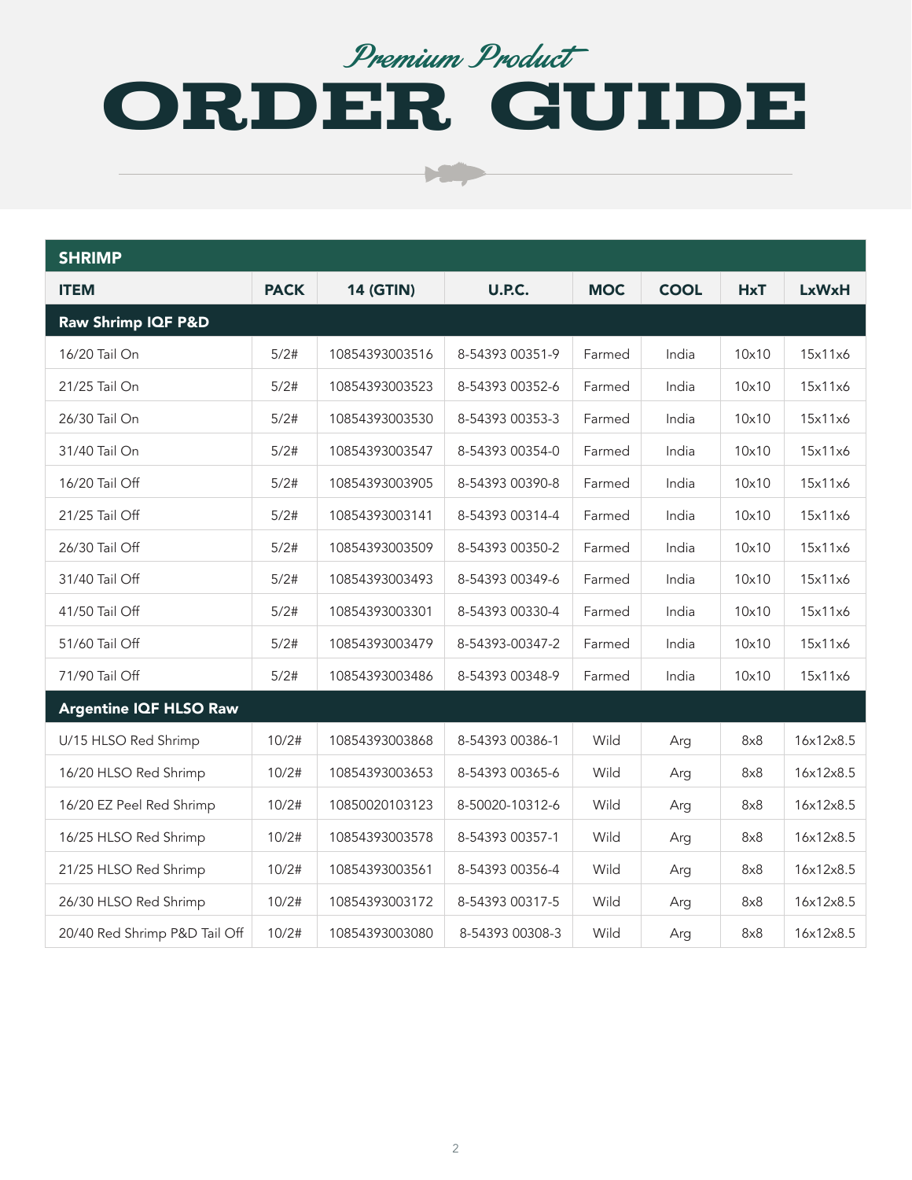*Premium Product*

# ORDER GUIDE

| SHRIMP | | | | | | | |
|---|---|---|---|---|---|---|---|
| **ITEM** | **PACK** | **14 (GTIN)** | **U.P.C.** | **MOC** | **COOL** | **HxT** | **LxWxH** |
| **Raw Shrimp IQF P&D** | | | | | | | |
| 16/20 Tail On | 5/2# | 10854393003516 | 8-54393 00351-9 | Farmed | India | 10x10 | 15x11x6 |
| 21/25 Tail On | 5/2# | 10854393003523 | 8-54393 00352-6 | Farmed | India | 10x10 | 15x11x6 |
| 26/30 Tail On | 5/2# | 10854393003530 | 8-54393 00353-3 | Farmed | India | 10x10 | 15x11x6 |
| 31/40 Tail On | 5/2# | 10854393003547 | 8-54393 00354-0 | Farmed | India | 10x10 | 15x11x6 |
| 16/20 Tail Off | 5/2# | 10854393003905 | 8-54393 00390-8 | Farmed | India | 10x10 | 15x11x6 |
| 21/25 Tail Off | 5/2# | 10854393003141 | 8-54393 00314-4 | Farmed | India | 10x10 | 15x11x6 |
| 26/30 Tail Off | 5/2# | 10854393003509 | 8-54393 00350-2 | Farmed | India | 10x10 | 15x11x6 |
| 31/40 Tail Off | 5/2# | 10854393003493 | 8-54393 00349-6 | Farmed | India | 10x10 | 15x11x6 |
| 41/50 Tail Off | 5/2# | 10854393003301 | 8-54393 00330-4 | Farmed | India | 10x10 | 15x11x6 |
| 51/60 Tail Off | 5/2# | 10854393003479 | 8-54393-00347-2 | Farmed | India | 10x10 | 15x11x6 |
| 71/90 Tail Off | 5/2# | 10854393003486 | 8-54393 00348-9 | Farmed | India | 10x10 | 15x11x6 |
| **Argentine IQF HLSO Raw** | | | | | | | |
| U/15 HLSO Red Shrimp | 10/2# | 10854393003868 | 8-54393 00386-1 | Wild | Arg | 8x8 | 16x12x8.5 |
| 16/20 HLSO Red Shrimp | 10/2# | 10854393003653 | 8-54393 00365-6 | Wild | Arg | 8x8 | 16x12x8.5 |
| 16/20 EZ Peel Red Shrimp | 10/2# | 10850020103123 | 8-50020-10312-6 | Wild | Arg | 8x8 | 16x12x8.5 |
| 16/25 HLSO Red Shrimp | 10/2# | 10854393003578 | 8-54393 00357-1 | Wild | Arg | 8x8 | 16x12x8.5 |
| 21/25 HLSO Red Shrimp | 10/2# | 10854393003561 | 8-54393 00356-4 | Wild | Arg | 8x8 | 16x12x8.5 |
| 26/30 HLSO Red Shrimp | 10/2# | 10854393003172 | 8-54393 00317-5 | Wild | Arg | 8x8 | 16x12x8.5 |
| 20/40 Red Shrimp P&D Tail Off | 10/2# | 10854393003080 | 8-54393 00308-3 | Wild | Arg | 8x8 | 16x12x8.5 |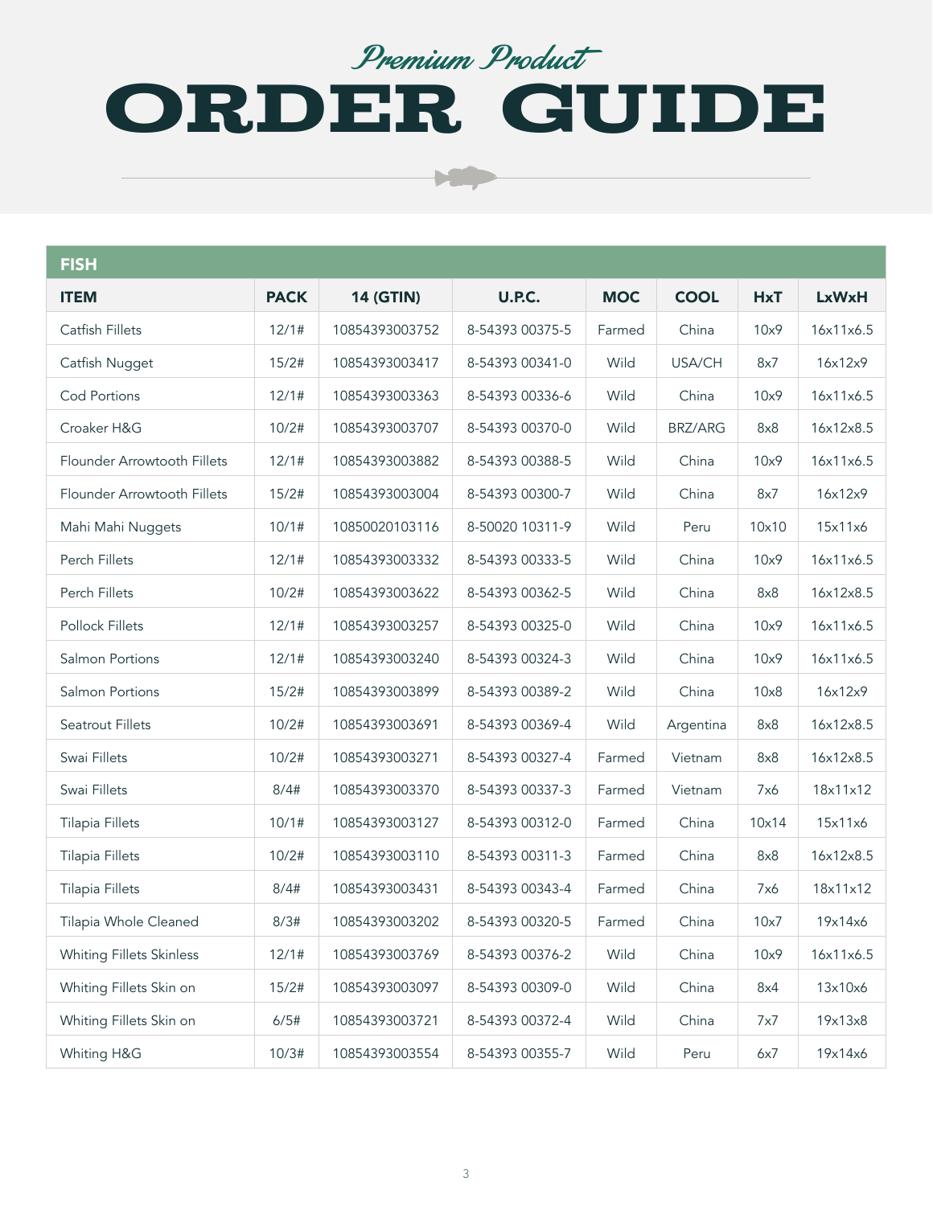*Premium Product*

# ORDER GUIDE

## FISH

| ITEM | PACK | 14 (GTIN) | U.P.C. | MOC | COOL | HxT | LxWxH |
|---|---|---|---|---|---|---|---|
| Catfish Fillets | 12/1# | 10854393003752 | 8-54393 00375-5 | Farmed | China | 10x9 | 16x11x6.5 |
| Catfish Nugget | 15/2# | 10854393003417 | 8-54393 00341-0 | Wild | USA/CH | 8x7 | 16x12x9 |
| Cod Portions | 12/1# | 10854393003363 | 8-54393 00336-6 | Wild | China | 10x9 | 16x11x6.5 |
| Croaker H&G | 10/2# | 10854393003707 | 8-54393 00370-0 | Wild | BRZ/ARG | 8x8 | 16x12x8.5 |
| Flounder Arrowtooth Fillets | 12/1# | 10854393003882 | 8-54393 00388-5 | Wild | China | 10x9 | 16x11x6.5 |
| Flounder Arrowtooth Fillets | 15/2# | 10854393003004 | 8-54393 00300-7 | Wild | China | 8x7 | 16x12x9 |
| Mahi Mahi Nuggets | 10/1# | 10850020103116 | 8-50020 10311-9 | Wild | Peru | 10x10 | 15x11x6 |
| Perch Fillets | 12/1# | 10854393003332 | 8-54393 00333-5 | Wild | China | 10x9 | 16x11x6.5 |
| Perch Fillets | 10/2# | 10854393003622 | 8-54393 00362-5 | Wild | China | 8x8 | 16x12x8.5 |
| Pollock Fillets | 12/1# | 10854393003257 | 8-54393 00325-0 | Wild | China | 10x9 | 16x11x6.5 |
| Salmon Portions | 12/1# | 10854393003240 | 8-54393 00324-3 | Wild | China | 10x9 | 16x11x6.5 |
| Salmon Portions | 15/2# | 10854393003899 | 8-54393 00389-2 | Wild | China | 10x8 | 16x12x9 |
| Seatrout Fillets | 10/2# | 10854393003691 | 8-54393 00369-4 | Wild | Argentina | 8x8 | 16x12x8.5 |
| Swai Fillets | 10/2# | 10854393003271 | 8-54393 00327-4 | Farmed | Vietnam | 8x8 | 16x12x8.5 |
| Swai Fillets | 8/4# | 10854393003370 | 8-54393 00337-3 | Farmed | Vietnam | 7x6 | 18x11x12 |
| Tilapia Fillets | 10/1# | 10854393003127 | 8-54393 00312-0 | Farmed | China | 10x14 | 15x11x6 |
| Tilapia Fillets | 10/2# | 10854393003110 | 8-54393 00311-3 | Farmed | China | 8x8 | 16x12x8.5 |
| Tilapia Fillets | 8/4# | 10854393003431 | 8-54393 00343-4 | Farmed | China | 7x6 | 18x11x12 |
| Tilapia Whole Cleaned | 8/3# | 10854393003202 | 8-54393 00320-5 | Farmed | China | 10x7 | 19x14x6 |
| Whiting Fillets Skinless | 12/1# | 10854393003769 | 8-54393 00376-2 | Wild | China | 10x9 | 16x11x6.5 |
| Whiting Fillets Skin on | 15/2# | 10854393003097 | 8-54393 00309-0 | Wild | China | 8x4 | 13x10x6 |
| Whiting Fillets Skin on | 6/5# | 10854393003721 | 8-54393 00372-4 | Wild | China | 7x7 | 19x13x8 |
| Whiting H&G | 10/3# | 10854393003554 | 8-54393 00355-7 | Wild | Peru | 6x7 | 19x14x6 |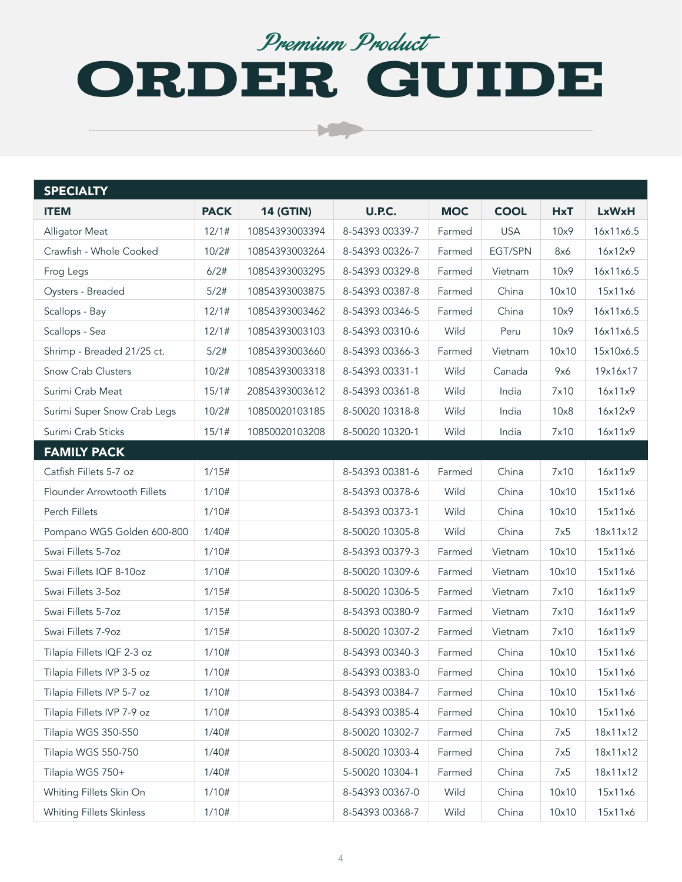*Premium Product*

# ORDER GUIDE

| SPECIALTY | | | | | | | |
|---|---|---|---|---|---|---|---|
| **ITEM** | **PACK** | **14 (GTIN)** | **U.P.C.** | **MOC** | **COOL** | **HxT** | **LxWxH** |
| Alligator Meat | 12/1# | 10854393003394 | 8-54393 00339-7 | Farmed | USA | 10x9 | 16x11x6.5 |
| Crawfish - Whole Cooked | 10/2# | 10854393003264 | 8-54393 00326-7 | Farmed | EGT/SPN | 8x6 | 16x12x9 |
| Frog Legs | 6/2# | 10854393003295 | 8-54393 00329-8 | Farmed | Vietnam | 10x9 | 16x11x6.5 |
| Oysters - Breaded | 5/2# | 10854393003875 | 8-54393 00387-8 | Farmed | China | 10x10 | 15x11x6 |
| Scallops - Bay | 12/1# | 10854393003462 | 8-54393 00346-5 | Farmed | China | 10x9 | 16x11x6.5 |
| Scallops - Sea | 12/1# | 10854393003103 | 8-54393 00310-6 | Wild | Peru | 10x9 | 16x11x6.5 |
| Shrimp - Breaded 21/25 ct. | 5/2# | 10854393003660 | 8-54393 00366-3 | Farmed | Vietnam | 10x10 | 15x10x6.5 |
| Snow Crab Clusters | 10/2# | 10854393003318 | 8-54393 00331-1 | Wild | Canada | 9x6 | 19x16x17 |
| Surimi Crab Meat | 15/1# | 20854393003612 | 8-54393 00361-8 | Wild | India | 7x10 | 16x11x9 |
| Surimi Super Snow Crab Legs | 10/2# | 10850020103185 | 8-50020 10318-8 | Wild | India | 10x8 | 16x12x9 |
| Surimi Crab Sticks | 15/1# | 10850020103208 | 8-50020 10320-1 | Wild | India | 7x10 | 16x11x9 |
| **FAMILY PACK** | | | | | | | |
| Catfish Fillets 5-7 oz | 1/15# | | 8-54393 00381-6 | Farmed | China | 7x10 | 16x11x9 |
| Flounder Arrowtooth Fillets | 1/10# | | 8-54393 00378-6 | Wild | China | 10x10 | 15x11x6 |
| Perch Fillets | 1/10# | | 8-54393 00373-1 | Wild | China | 10x10 | 15x11x6 |
| Pompano WGS Golden 600-800 | 1/40# | | 8-50020 10305-8 | Wild | China | 7x5 | 18x11x12 |
| Swai Fillets 5-7oz | 1/10# | | 8-54393 00379-3 | Farmed | Vietnam | 10x10 | 15x11x6 |
| Swai Fillets IQF 8-10oz | 1/10# | | 8-50020 10309-6 | Farmed | Vietnam | 10x10 | 15x11x6 |
| Swai Fillets 3-5oz | 1/15# | | 8-50020 10306-5 | Farmed | Vietnam | 7x10 | 16x11x9 |
| Swai Fillets 5-7oz | 1/15# | | 8-54393 00380-9 | Farmed | Vietnam | 7x10 | 16x11x9 |
| Swai Fillets 7-9oz | 1/15# | | 8-50020 10307-2 | Farmed | Vietnam | 7x10 | 16x11x9 |
| Tilapia Fillets IQF 2-3 oz | 1/10# | | 8-54393 00340-3 | Farmed | China | 10x10 | 15x11x6 |
| Tilapia Fillets IVP 3-5 oz | 1/10# | | 8-54393 00383-0 | Farmed | China | 10x10 | 15x11x6 |
| Tilapia Fillets IVP 5-7 oz | 1/10# | | 8-54393 00384-7 | Farmed | China | 10x10 | 15x11x6 |
| Tilapia Fillets IVP 7-9 oz | 1/10# | | 8-54393 00385-4 | Farmed | China | 10x10 | 15x11x6 |
| Tilapia WGS 350-550 | 1/40# | | 8-50020 10302-7 | Farmed | China | 7x5 | 18x11x12 |
| Tilapia WGS 550-750 | 1/40# | | 8-50020 10303-4 | Farmed | China | 7x5 | 18x11x12 |
| Tilapia WGS 750+ | 1/40# | | 5-50020 10304-1 | Farmed | China | 7x5 | 18x11x12 |
| Whiting Fillets Skin On | 1/10# | | 8-54393 00367-0 | Wild | China | 10x10 | 15x11x6 |
| Whiting Fillets Skinless | 1/10# | | 8-54393 00368-7 | Wild | China | 10x10 | 15x11x6 |